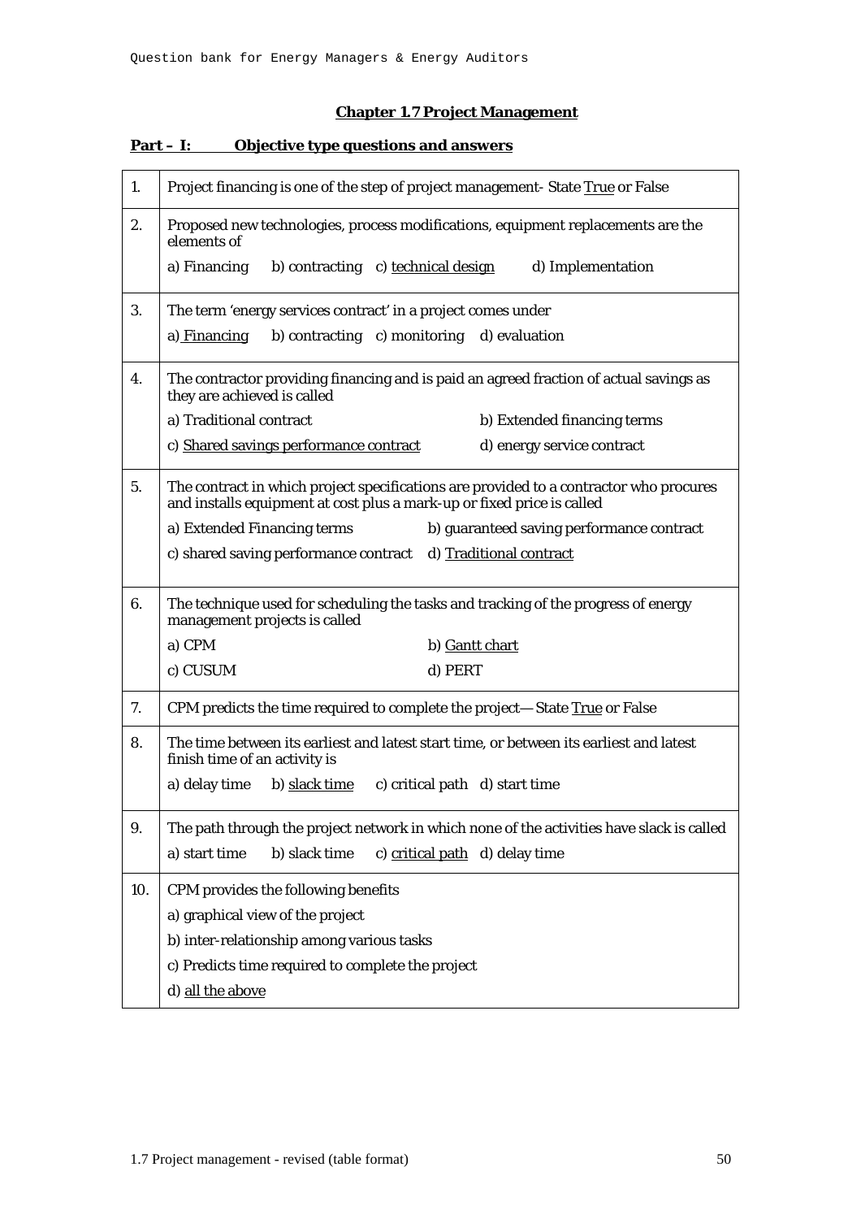## Chapter 1.7 Project Management

### Part – I: Objective type questions and answers

| | |
|---|---|
| 1. | Project financing is one of the step of project management- State <u>True</u> or False |
| 2. | Proposed new technologies, process modifications, equipment replacements are the elements of<br>a) Financing b) contracting c) <u>technical design</u> d) Implementation |
| 3. | The term 'energy services contract' in a project comes under<br>a) <u>Financing</u> b) contracting c) monitoring d) evaluation |
| 4. | The contractor providing financing and is paid an agreed fraction of actual savings as they are achieved is called<br>a) Traditional contract b) Extended financing terms<br>c) <u>Shared savings performance contract</u> d) energy service contract |
| 5. | The contract in which project specifications are provided to a contractor who procures and installs equipment at cost plus a mark-up or fixed price is called<br>a) Extended Financing terms b) guaranteed saving performance contract<br>c) shared saving performance contract d) <u>Traditional contract</u> |
| 6. | The technique used for scheduling the tasks and tracking of the progress of energy management projects is called<br>a) CPM b) <u>Gantt chart</u><br>c) CUSUM d) PERT |
| 7. | CPM predicts the time required to complete the project— State <u>True</u> or False |
| 8. | The time between its earliest and latest start time, or between its earliest and latest finish time of an activity is<br>a) delay time b) <u>slack time</u> c) critical path d) start time |
| 9. | The path through the project network in which none of the activities have slack is called<br>a) start time b) slack time c) <u>critical path</u> d) delay time |
| 10. | CPM provides the following benefits<br>a) graphical view of the project<br>b) inter-relationship among various tasks<br>c) Predicts time required to complete the project<br>d) <u>all the above</u> |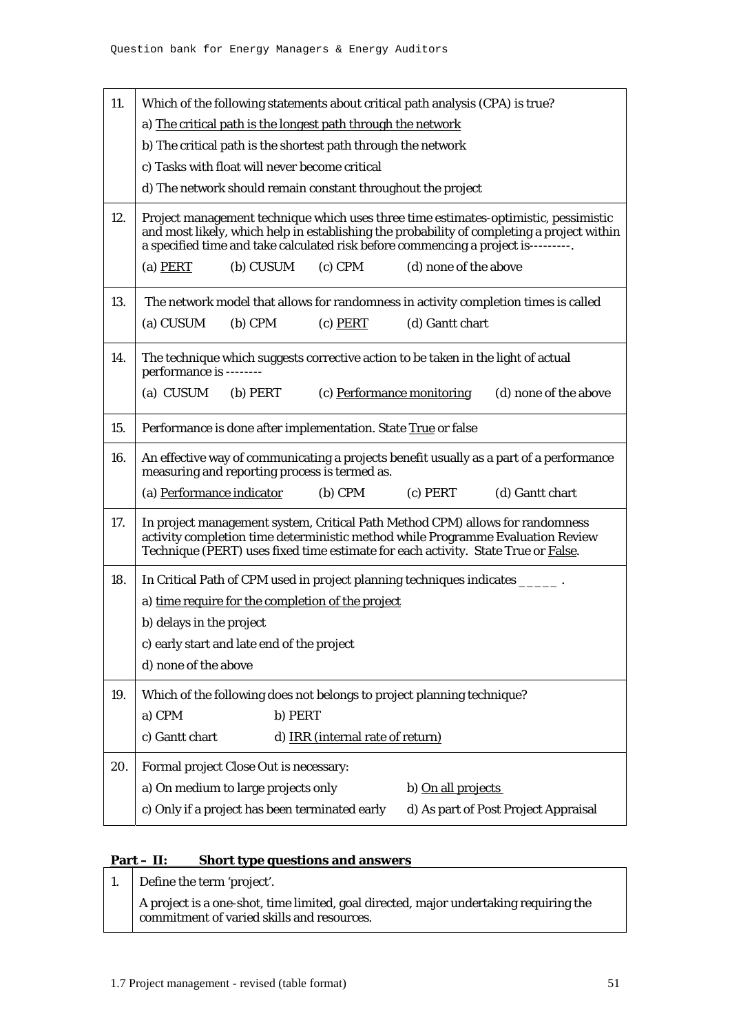| | |
|---|---|
| 11. | Which of the following statements about critical path analysis (CPA) is true?<br>a) <u>The critical path is the longest path through the network</u><br>b) The critical path is the shortest path through the network<br>c) Tasks with float will never become critical<br>d) The network should remain constant throughout the project |
| 12. | Project management technique which uses three time estimates-optimistic, pessimistic and most likely, which help in establishing the probability of completing a project within a specified time and take calculated risk before commencing a project is---------.<br>(a) <u>PERT</u> (b) CUSUM (c) CPM (d) none of the above |
| 13. | The network model that allows for randomness in activity completion times is called<br>(a) CUSUM (b) CPM (c) <u>PERT</u> (d) Gantt chart |
| 14. | The technique which suggests corrective action to be taken in the light of actual performance is --------<br>(a) CUSUM (b) PERT (c) <u>Performance monitoring</u> (d) none of the above |
| 15. | Performance is done after implementation. State <u>True</u> or false |
| 16. | An effective way of communicating a projects benefit usually as a part of a performance measuring and reporting process is termed as.<br>(a) <u>Performance indicator</u> (b) CPM (c) PERT (d) Gantt chart |
| 17. | In project management system, Critical Path Method CPM) allows for randomness activity completion time deterministic method while Programme Evaluation Review Technique (PERT) uses fixed time estimate for each activity. State True or <u>False</u>. |
| 18. | In Critical Path of CPM used in project planning techniques indicates _____ .<br>a) <u>time require for the completion of the project</u><br>b) delays in the project<br>c) early start and late end of the project<br>d) none of the above |
| 19. | Which of the following does not belongs to project planning technique?<br>a) CPM b) PERT<br>c) Gantt chart d) <u>IRR (internal rate of return)</u> |
| 20. | Formal project Close Out is necessary:<br>a) On medium to large projects only b) <u>On all projects</u><br>c) Only if a project has been terminated early d) As part of Post Project Appraisal |

## Part – II: Short type questions and answers

| | |
|---|---|
| 1. | Define the term 'project'.<br>A project is a one-shot, time limited, goal directed, major undertaking requiring the commitment of varied skills and resources. |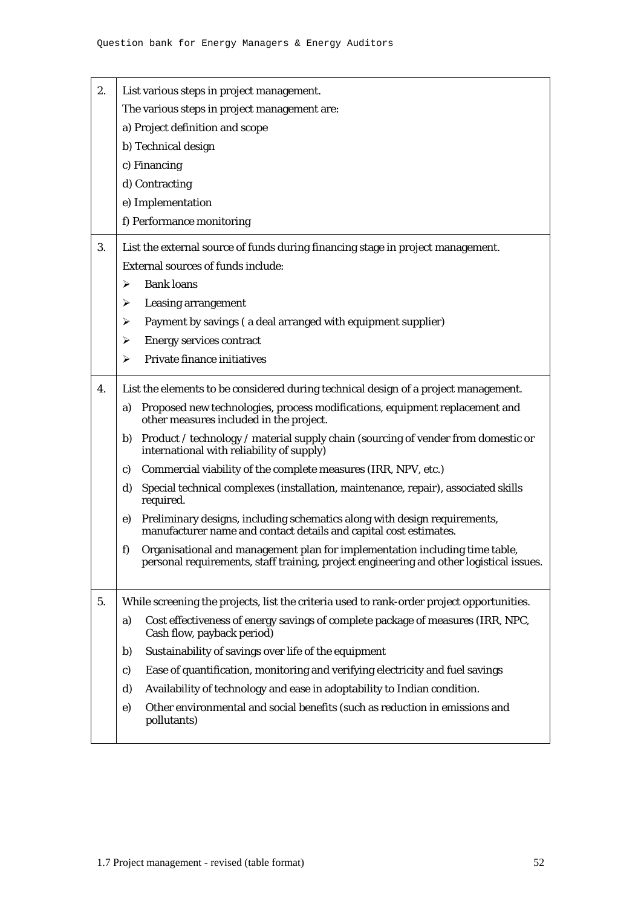| | |
|---|---|
| 2. | List various steps in project management.<br>The various steps in project management are:<br>a) Project definition and scope<br>b) Technical design<br>c) Financing<br>d) Contracting<br>e) Implementation<br>f) Performance monitoring |
| 3. | List the external source of funds during financing stage in project management.<br>External sources of funds include:<br>➢ Bank loans<br>➢ Leasing arrangement<br>➢ Payment by savings ( a deal arranged with equipment supplier)<br>➢ Energy services contract<br>➢ Private finance initiatives |
| 4. | List the elements to be considered during technical design of a project management.<br>a) Proposed new technologies, process modifications, equipment replacement and other measures included in the project.<br>b) Product / technology / material supply chain (sourcing of vender from domestic or international with reliability of supply)<br>c) Commercial viability of the complete measures (IRR, NPV, etc.)<br>d) Special technical complexes (installation, maintenance, repair), associated skills required.<br>e) Preliminary designs, including schematics along with design requirements, manufacturer name and contact details and capital cost estimates.<br>f) Organisational and management plan for implementation including time table, personal requirements, staff training, project engineering and other logistical issues. |
| 5. | While screening the projects, list the criteria used to rank-order project opportunities.<br>a) Cost effectiveness of energy savings of complete package of measures (IRR, NPC, Cash flow, payback period)<br>b) Sustainability of savings over life of the equipment<br>c) Ease of quantification, monitoring and verifying electricity and fuel savings<br>d) Availability of technology and ease in adoptability to Indian condition.<br>e) Other environmental and social benefits (such as reduction in emissions and pollutants) |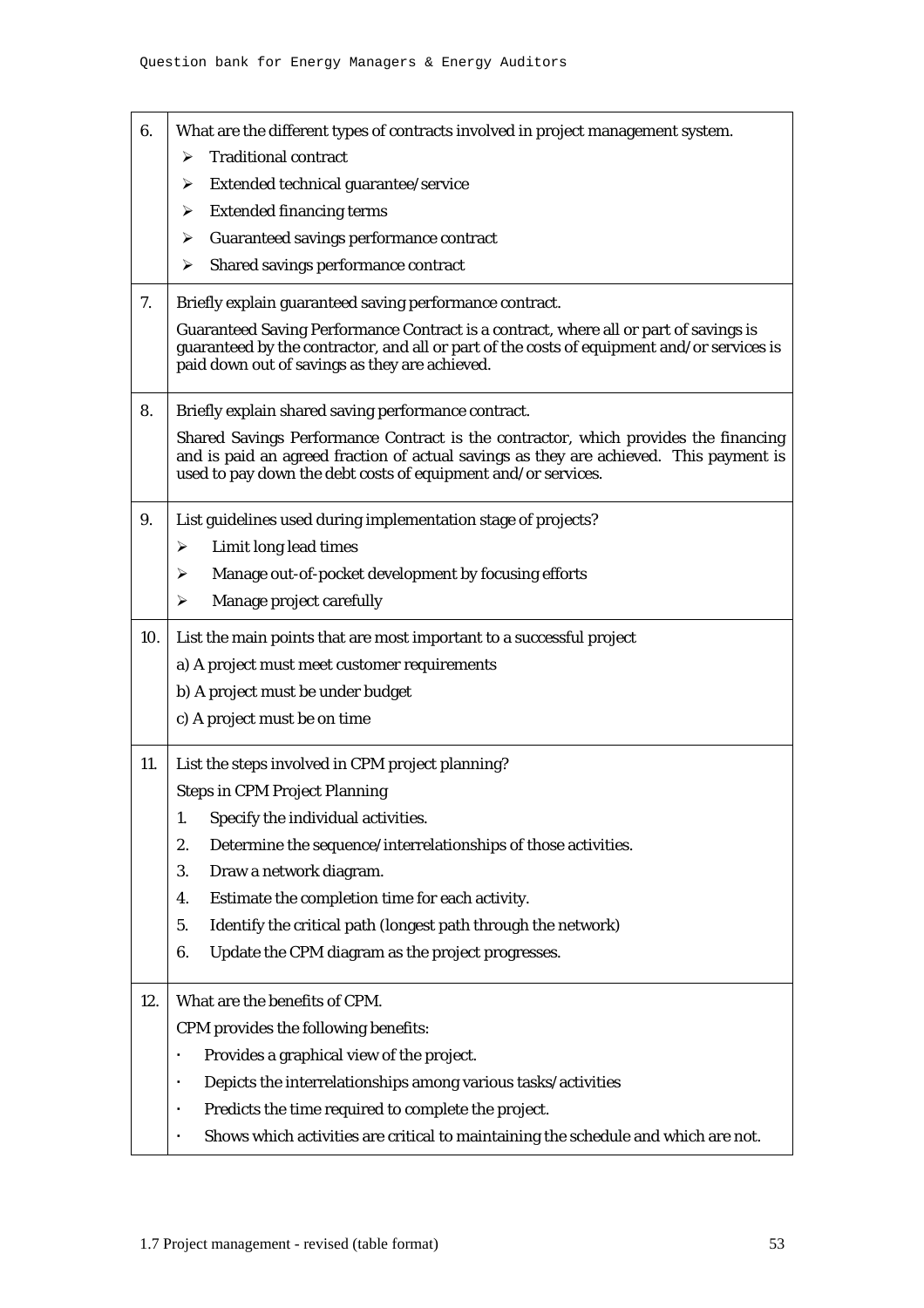| | |
|---|---|
| 6. | What are the different types of contracts involved in project management system.<br>➢ Traditional contract<br>➢ Extended technical guarantee/service<br>➢ Extended financing terms<br>➢ Guaranteed savings performance contract<br>➢ Shared savings performance contract |
| 7. | Briefly explain guaranteed saving performance contract.<br>Guaranteed Saving Performance Contract is a contract, where all or part of savings is guaranteed by the contractor, and all or part of the costs of equipment and/or services is paid down out of savings as they are achieved. |
| 8. | Briefly explain shared saving performance contract.<br>Shared Savings Performance Contract is the contractor, which provides the financing and is paid an agreed fraction of actual savings as they are achieved. This payment is used to pay down the debt costs of equipment and/or services. |
| 9. | List guidelines used during implementation stage of projects?<br>➢ Limit long lead times<br>➢ Manage out-of-pocket development by focusing efforts<br>➢ Manage project carefully |
| 10. | List the main points that are most important to a successful project<br>a) A project must meet customer requirements<br>b) A project must be under budget<br>c) A project must be on time |
| 11. | List the steps involved in CPM project planning?<br>Steps in CPM Project Planning<br>1. Specify the individual activities.<br>2. Determine the sequence/interrelationships of those activities.<br>3. Draw a network diagram.<br>4. Estimate the completion time for each activity.<br>5. Identify the critical path (longest path through the network)<br>6. Update the CPM diagram as the project progresses. |
| 12. | What are the benefits of CPM.<br>CPM provides the following benefits:<br>· Provides a graphical view of the project.<br>· Depicts the interrelationships among various tasks/activities<br>· Predicts the time required to complete the project.<br>· Shows which activities are critical to maintaining the schedule and which are not. |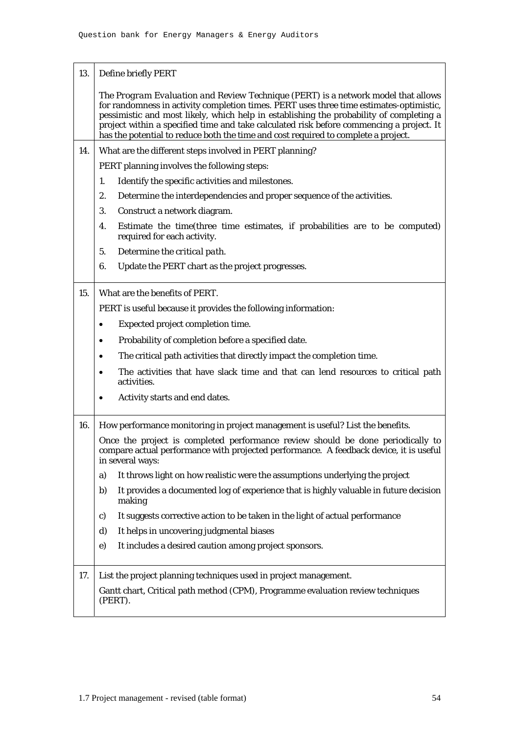| 13. | Define briefly PERT |
|---|---|
| | The *Program Evaluation and Review Technique* (PERT) is a network model that allows for randomness in activity completion times. PERT uses three time estimates-optimistic, pessimistic and most likely, which help in establishing the probability of completing a project within a specified time and take calculated risk before commencing a project. It has the potential to reduce both the time and cost required to complete a project. |
| 14. | What are the different steps involved in PERT planning? |
| | PERT planning involves the following steps:<br>1. Identify the specific activities and milestones.<br>2. Determine the interdependencies and proper sequence of the activities.<br>3. Construct a network diagram.<br>4. Estimate the time(three time estimates, if probabilities are to be computed) required for each activity.<br>5. Determine the *critical path*.<br>6. Update the PERT chart as the project progresses. |
| 15. | What are the benefits of PERT. |
| | PERT is useful because it provides the following information:<br>• Expected project completion time.<br>• Probability of completion before a specified date.<br>• The critical path activities that directly impact the completion time.<br>• The activities that have slack time and that can lend resources to critical path activities.<br>• Activity starts and end dates. |
| 16. | How performance monitoring in project management is useful? List the benefits. |
| | Once the project is completed performance review should be done periodically to compare actual performance with projected performance. A feedback device, it is useful in several ways:<br>a) It throws light on how realistic were the assumptions underlying the project<br>b) It provides a documented log of experience that is highly valuable in future decision making<br>c) It suggests corrective action to be taken in the light of actual performance<br>d) It helps in uncovering judgmental biases<br>e) It includes a desired caution among project sponsors. |
| 17. | List the project planning techniques used in project management. |
| | Gantt chart, Critical path method (CPM), Programme evaluation review techniques (PERT). |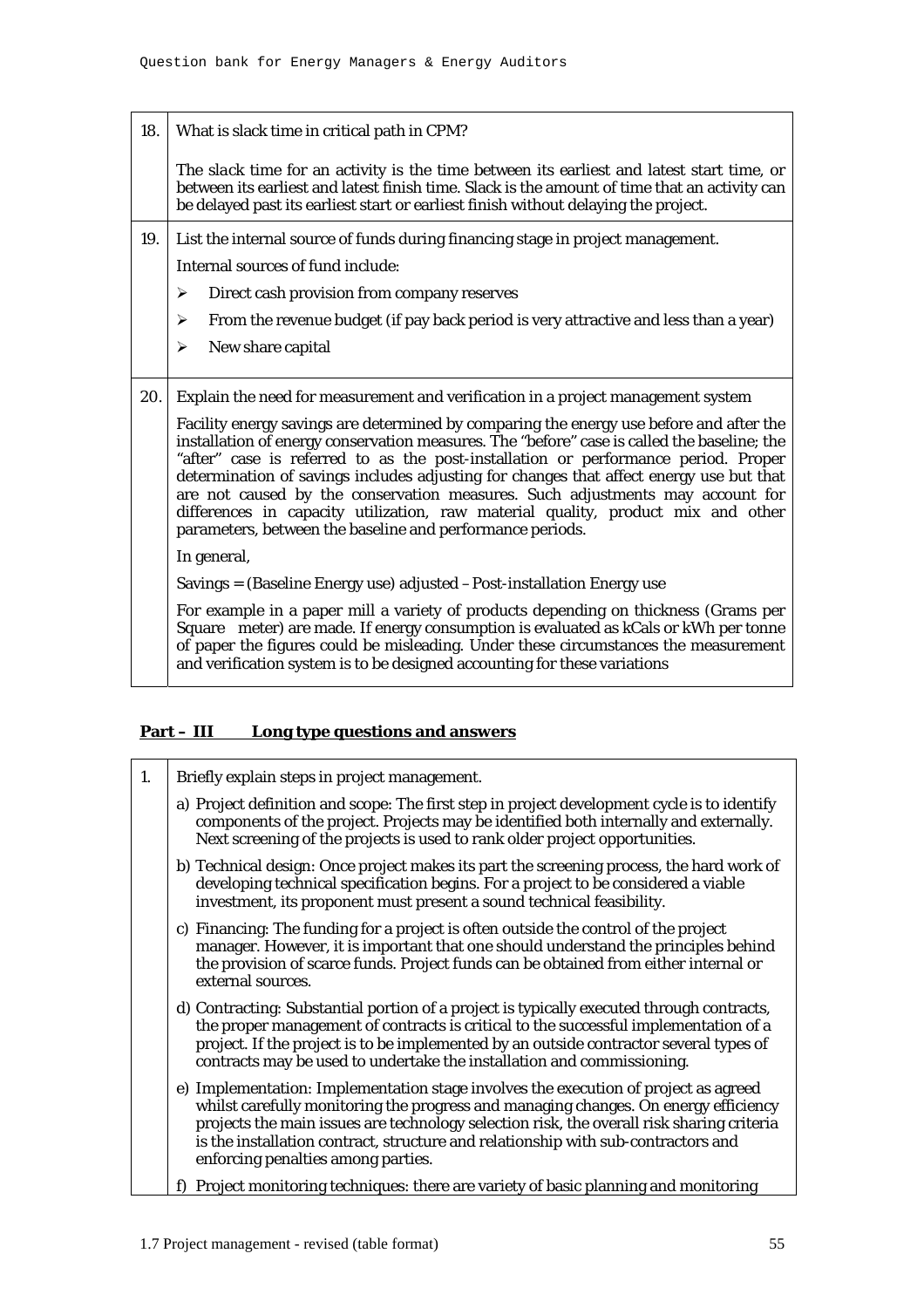| | |
|---|---|
| 18. | What is slack time in critical path in CPM?<br><br>The slack time for an activity is the time between its earliest and latest start time, or between its earliest and latest finish time. Slack is the amount of time that an activity can be delayed past its earliest start or earliest finish without delaying the project. |
| 19. | List the internal source of funds during financing stage in project management.<br><br>Internal sources of fund include:<br><br>➢ Direct cash provision from company reserves<br><br>➢ From the revenue budget (if pay back period is very attractive and less than a year)<br><br>➢ New share capital |
| 20. | Explain the need for measurement and verification in a project management system<br><br>Facility energy savings are determined by comparing the energy use before and after the installation of energy conservation measures. The "before" case is called the baseline; the "after" case is referred to as the post-installation or performance period. Proper determination of savings includes adjusting for changes that affect energy use but that are not caused by the conservation measures. Such adjustments may account for differences in capacity utilization, raw material quality, product mix and other parameters, between the baseline and performance periods.<br><br>In general,<br><br>Savings = (Baseline Energy use) adjusted – Post-installation Energy use<br><br>For example in a paper mill a variety of products depending on thickness (Grams per Square meter) are made. If energy consumption is evaluated as kCals or kWh per tonne of paper the figures could be misleading. Under these circumstances the measurement and verification system is to be designed accounting for these variations |

## Part – III Long type questions and answers

| | |
|---|---|
| 1. | Briefly explain steps in project management.<br><br>a) Project definition and scope: The first step in project development cycle is to identify components of the project. Projects may be identified both internally and externally. Next screening of the projects is used to rank older project opportunities.<br><br>b) Technical design: Once project makes its part the screening process, the hard work of developing technical specification begins. For a project to be considered a viable investment, its proponent must present a sound technical feasibility.<br><br>c) Financing: The funding for a project is often outside the control of the project manager. However, it is important that one should understand the principles behind the provision of scarce funds. Project funds can be obtained from either internal or external sources.<br><br>d) Contracting: Substantial portion of a project is typically executed through contracts, the proper management of contracts is critical to the successful implementation of a project. If the project is to be implemented by an outside contractor several types of contracts may be used to undertake the installation and commissioning.<br><br>e) Implementation: Implementation stage involves the execution of project as agreed whilst carefully monitoring the progress and managing changes. On energy efficiency projects the main issues are technology selection risk, the overall risk sharing criteria is the installation contract, structure and relationship with sub-contractors and enforcing penalties among parties.<br><br>f) Project monitoring techniques: there are variety of basic planning and monitoring |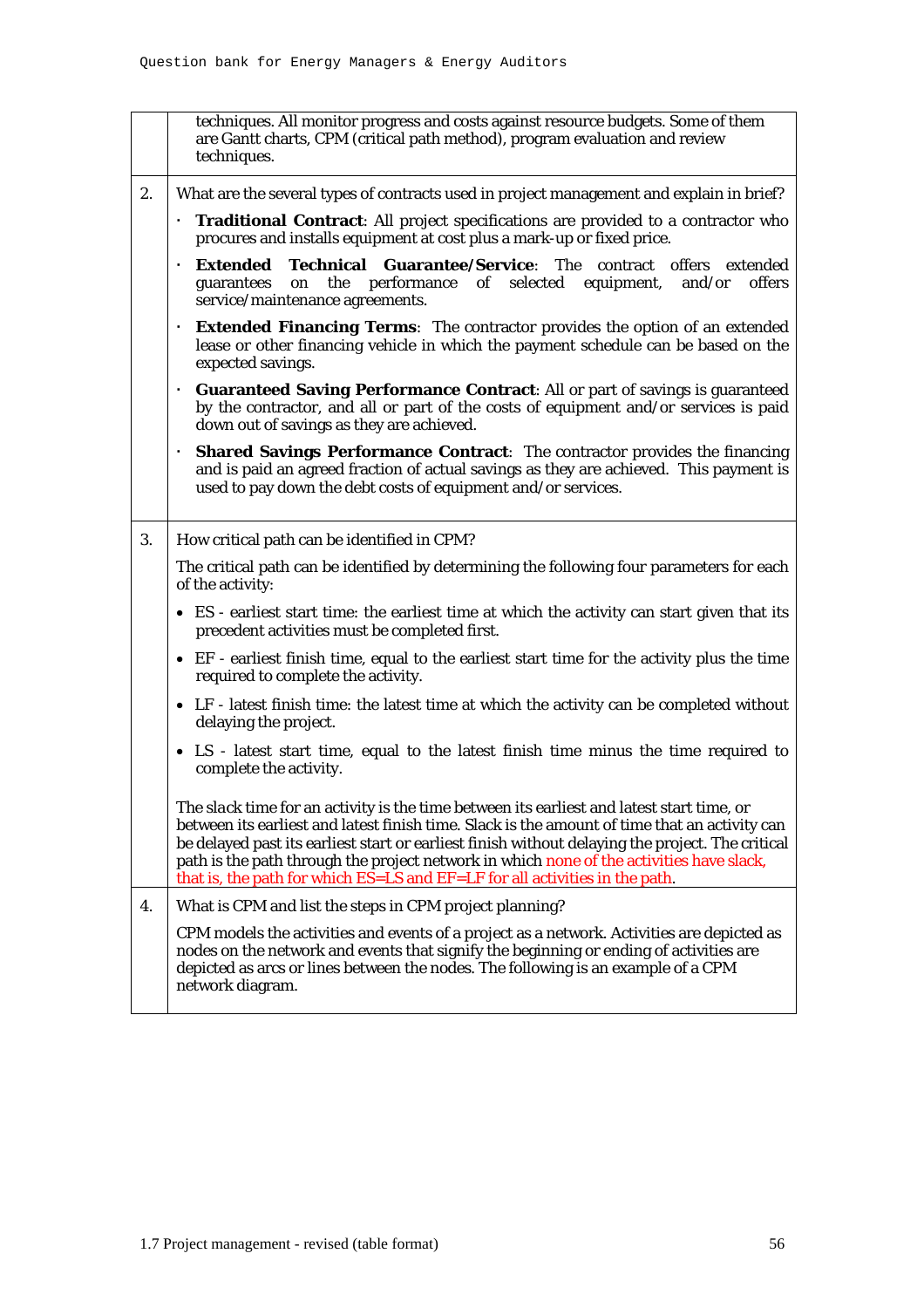| | |
|---|---|
| | techniques. All monitor progress and costs against resource budgets. Some of them are Gantt charts, CPM (critical path method), program evaluation and review techniques. |
| 2. | What are the several types of contracts used in project management and explain in brief?<br><br>· **Traditional Contract**: All project specifications are provided to a contractor who procures and installs equipment at cost plus a mark-up or fixed price.<br><br>· **Extended Technical Guarantee/Service**: The contract offers extended guarantees on the performance of selected equipment, and/or offers service/maintenance agreements.<br><br>· **Extended Financing Terms**: The contractor provides the option of an extended lease or other financing vehicle in which the payment schedule can be based on the expected savings.<br><br>· **Guaranteed Saving Performance Contract**: All or part of savings is guaranteed by the contractor, and all or part of the costs of equipment and/or services is paid down out of savings as they are achieved.<br><br>· **Shared Savings Performance Contract**: The contractor provides the financing and is paid an agreed fraction of actual savings as they are achieved. This payment is used to pay down the debt costs of equipment and/or services. |
| 3. | How critical path can be identified in CPM?<br><br>The critical path can be identified by determining the following four parameters for each of the activity:<br><br>• ES - earliest start time: the earliest time at which the activity can start given that its precedent activities must be completed first.<br><br>• EF - earliest finish time, equal to the earliest start time for the activity plus the time required to complete the activity.<br><br>• LF - latest finish time: the latest time at which the activity can be completed without delaying the project.<br><br>• LS - latest start time, equal to the latest finish time minus the time required to complete the activity.<br><br>The *slack* time for an activity is the time between its earliest and latest start time, or between its earliest and latest finish time. Slack is the amount of time that an activity can be delayed past its earliest start or earliest finish without delaying the project. The critical path is the path through the project network in which none of the activities have slack, that is, the path for which ES=LS and EF=LF for all activities in the path. |
| 4. | What is CPM and list the steps in CPM project planning?<br><br>CPM models the activities and events of a project as a network. Activities are depicted as nodes on the network and events that signify the beginning or ending of activities are depicted as arcs or lines between the nodes. The following is an example of a CPM network diagram. |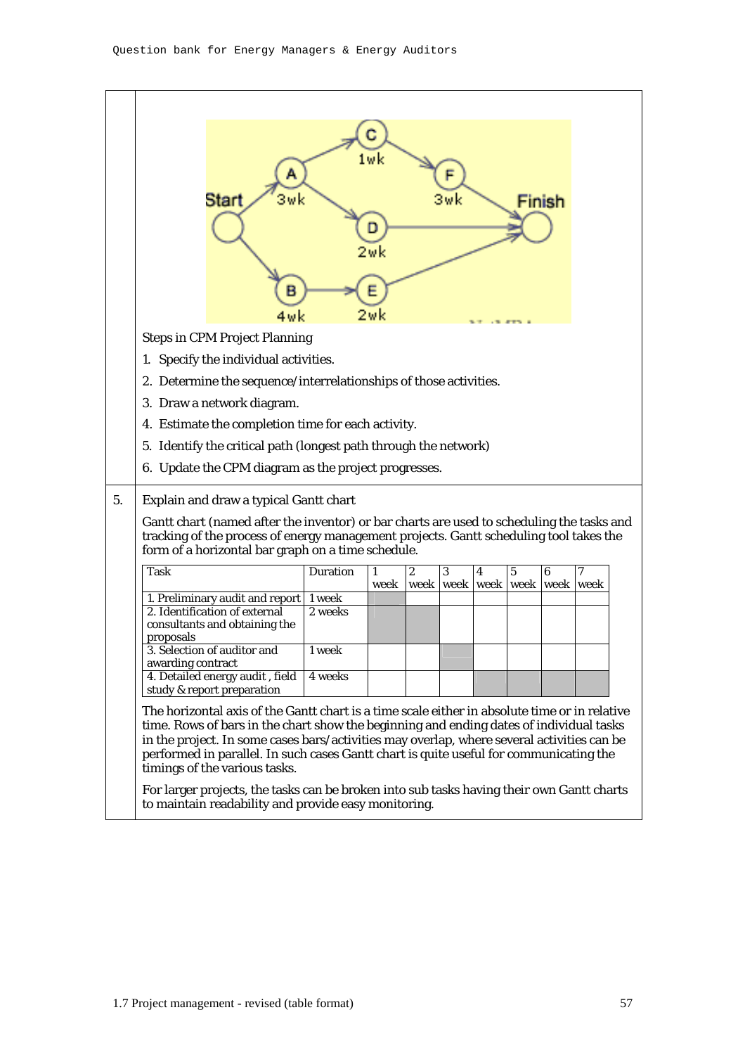Start

A
3wk

B
4wk

C
1wk

D
2wk

E
2wk

F
3wk

Finish

Steps in CPM Project Planning

1. Specify the individual activities.
2. Determine the sequence/interrelationships of those activities.
3. Draw a network diagram.
4. Estimate the completion time for each activity.
5. Identify the critical path (longest path through the network)
6. Update the CPM diagram as the project progresses.

**5.** Explain and draw a typical Gantt chart

Gantt chart (named after the inventor) or bar charts are used to scheduling the tasks and tracking of the process of energy management projects. Gantt scheduling tool takes the form of a horizontal bar graph on a time schedule.

| Task | Duration | 1 week | 2 week | 3 week | 4 week | 5 week | 6 week | 7 week |
|---|---|---|---|---|---|---|---|---|
| 1. Preliminary audit and report | 1 week | | | | | | | |
| 2. Identification of external consultants and obtaining the proposals | 2 weeks | | | | | | | |
| 3. Selection of auditor and awarding contract | 1 week | | | | | | | |
| 4. Detailed energy audit , field study & report preparation | 4 weeks | | | | | | | |

The horizontal axis of the Gantt chart is a time scale either in absolute time or in relative time. Rows of bars in the chart show the beginning and ending dates of individual tasks in the project. In some cases bars/activities may overlap, where several activities can be performed in parallel. In such cases Gantt chart is quite useful for communicating the timings of the various tasks.

For larger projects, the tasks can be broken into sub tasks having their own Gantt charts to maintain readability and provide easy monitoring.